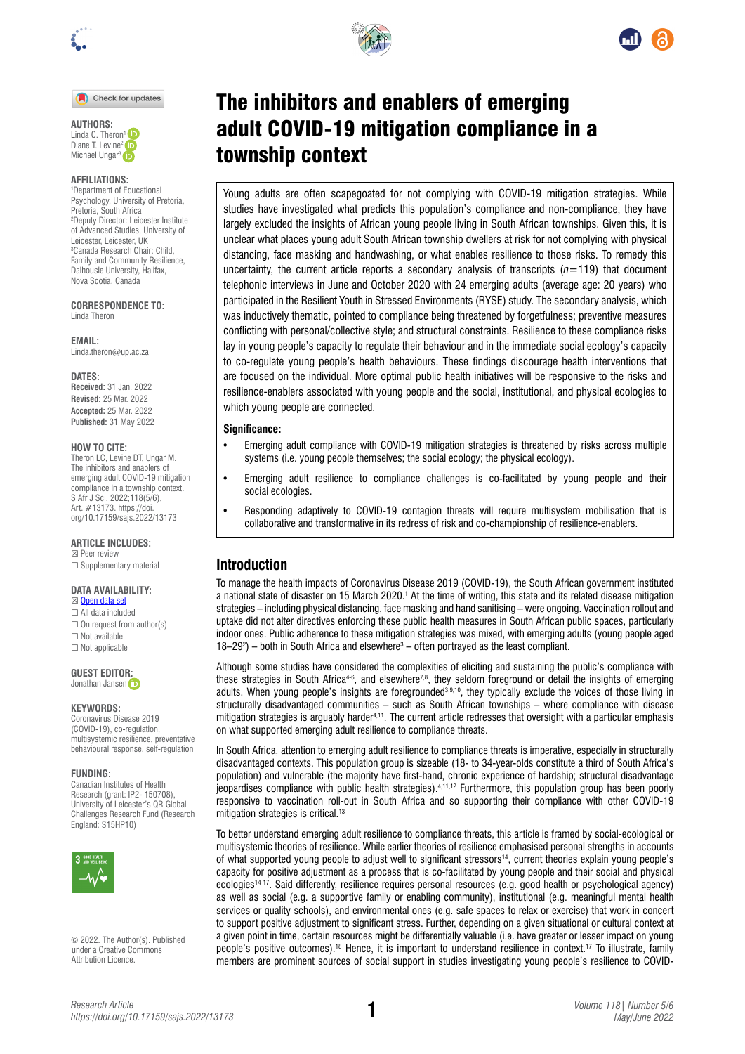# The inhibitors and enablers of emerging adult COVID-19 mitigation compliance in a township context

**AUTHORS:**
Linda C. Theron[1]
Diane T. Levine[2]
Michael Ungar[3]

**AFFILIATIONS:**
[1]Department of Educational Psychology, University of Pretoria, Pretoria, South Africa
[2]Deputy Director: Leicester Institute of Advanced Studies, University of Leicester, Leicester, UK
[3]Canada Research Chair: Child, Family and Community Resilience, Dalhousie University, Halifax, Nova Scotia, Canada

**CORRESPONDENCE TO:**
Linda Theron

**EMAIL:**
Linda.theron@up.ac.za

**DATES:**
**Received:** 31 Jan. 2022
**Revised:** 25 Mar. 2022
**Accepted:** 25 Mar. 2022
**Published:** 31 May 2022

**HOW TO CITE:**
Theron LC, Levine DT, Ungar M. The inhibitors and enablers of emerging adult COVID-19 mitigation compliance in a township context. S Afr J Sci. 2022;118(5/6), Art. #13173. https://doi.org/10.17159/sajs.2022/13173

**ARTICLE INCLUDES:**
☒ Peer review
☐ Supplementary material

**DATA AVAILABILITY:**
☒ Open data set
☐ All data included
☐ On request from author(s)
☐ Not available
☐ Not applicable

**GUEST EDITOR:**
Jonathan Jansen

**KEYWORDS:**
Coronavirus Disease 2019 (COVID-19), co-regulation, multisystemic resilience, preventative behavioural response, self-regulation

**FUNDING:**
Canadian Institutes of Health Research (grant: IP2- 150708), University of Leicester's QR Global Challenges Research Fund (Research England: S15HP10)

© 2022. The Author(s). Published under a Creative Commons Attribution Licence.

Young adults are often scapegoated for not complying with COVID-19 mitigation strategies. While studies have investigated what predicts this population's compliance and non-compliance, they have largely excluded the insights of African young people living in South African townships. Given this, it is unclear what places young adult South African township dwellers at risk for not complying with physical distancing, face masking and handwashing, or what enables resilience to those risks. To remedy this uncertainty, the current article reports a secondary analysis of transcripts ($n$=119) that document telephonic interviews in June and October 2020 with 24 emerging adults (average age: 20 years) who participated in the Resilient Youth in Stressed Environments (RYSE) study. The secondary analysis, which was inductively thematic, pointed to compliance being threatened by forgetfulness; preventive measures conflicting with personal/collective style; and structural constraints. Resilience to these compliance risks lay in young people's capacity to regulate their behaviour and in the immediate social ecology's capacity to co-regulate young people's health behaviours. These findings discourage health interventions that are focused on the individual. More optimal public health initiatives will be responsive to the risks and resilience-enablers associated with young people and the social, institutional, and physical ecologies to which young people are connected.

**Significance:**

- Emerging adult compliance with COVID-19 mitigation strategies is threatened by risks across multiple systems (i.e. young people themselves; the social ecology; the physical ecology).
- Emerging adult resilience to compliance challenges is co-facilitated by young people and their social ecologies.
- Responding adaptively to COVID-19 contagion threats will require multisystem mobilisation that is collaborative and transformative in its redress of risk and co-championship of resilience-enablers.

## Introduction

To manage the health impacts of Coronavirus Disease 2019 (COVID-19), the South African government instituted a national state of disaster on 15 March 2020.[1] At the time of writing, this state and its related disease mitigation strategies – including physical distancing, face masking and hand sanitising – were ongoing. Vaccination rollout and uptake did not alter directives enforcing these public health measures in South African public spaces, particularly indoor ones. Public adherence to these mitigation strategies was mixed, with emerging adults (young people aged 18–29[2]) – both in South Africa and elsewhere[3] – often portrayed as the least compliant.

Although some studies have considered the complexities of eliciting and sustaining the public's compliance with these strategies in South Africa[4-6], and elsewhere[7,8], they seldom foreground or detail the insights of emerging adults. When young people's insights are foregrounded[3,9,10], they typically exclude the voices of those living in structurally disadvantaged communities – such as South African townships – where compliance with disease mitigation strategies is arguably harder[4,11]. The current article redresses that oversight with a particular emphasis on what supported emerging adult resilience to compliance threats.

In South Africa, attention to emerging adult resilience to compliance threats is imperative, especially in structurally disadvantaged contexts. This population group is sizeable (18- to 34-year-olds constitute a third of South Africa's population) and vulnerable (the majority have first-hand, chronic experience of hardship; structural disadvantage jeopardises compliance with public health strategies).[4,11,12] Furthermore, this population group has been poorly responsive to vaccination roll-out in South Africa and so supporting their compliance with other COVID-19 mitigation strategies is critical.[13]

To better understand emerging adult resilience to compliance threats, this article is framed by social-ecological or multisystemic theories of resilience. While earlier theories of resilience emphasised personal strengths in accounts of what supported young people to adjust well to significant stressors[14], current theories explain young people's capacity for positive adjustment as a process that is co-facilitated by young people and their social and physical ecologies[14-17]. Said differently, resilience requires personal resources (e.g. good health or psychological agency) as well as social (e.g. a supportive family or enabling community), institutional (e.g. meaningful mental health services or quality schools), and environmental ones (e.g. safe spaces to relax or exercise) that work in concert to support positive adjustment to significant stress. Further, depending on a given situational or cultural context at a given point in time, certain resources might be differentially valuable (i.e. have greater or lesser impact on young people's positive outcomes).[18] Hence, it is important to understand resilience in context.[17] To illustrate, family members are prominent sources of social support in studies investigating young people's resilience to COVID-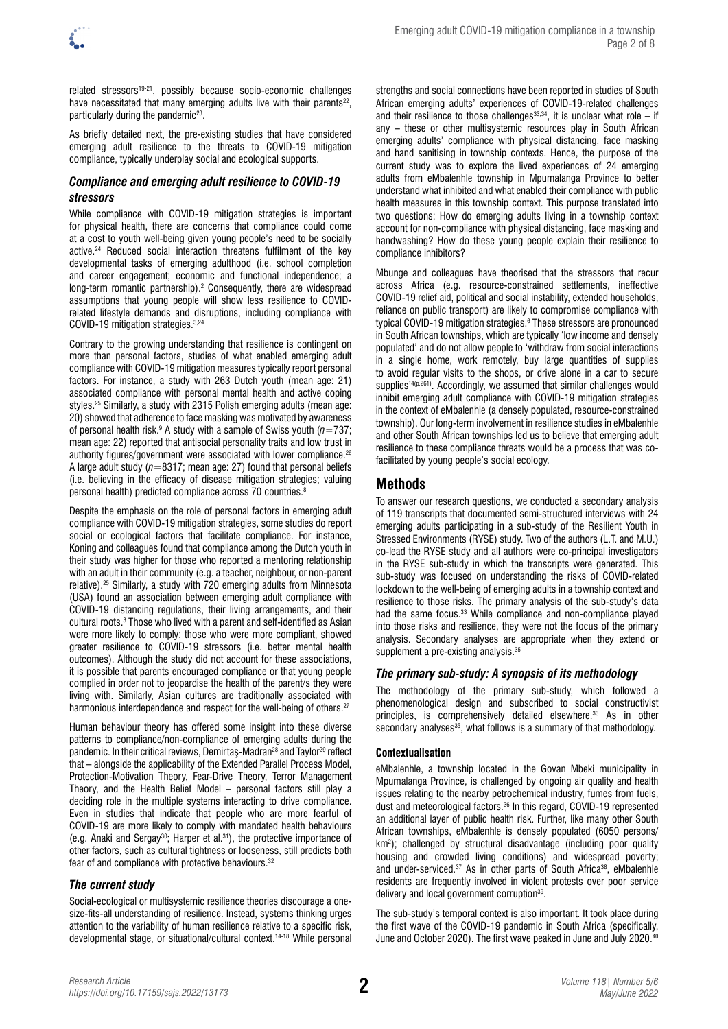related stressors[19-21], possibly because socio-economic challenges have necessitated that many emerging adults live with their parents[22], particularly during the pandemic[23].

As briefly detailed next, the pre-existing studies that have considered emerging adult resilience to the threats to COVID-19 mitigation compliance, typically underplay social and ecological supports.

### *Compliance and emerging adult resilience to COVID-19 stressors*

While compliance with COVID-19 mitigation strategies is important for physical health, there are concerns that compliance could come at a cost to youth well-being given young people's need to be socially active.[24] Reduced social interaction threatens fulfilment of the key developmental tasks of emerging adulthood (i.e. school completion and career engagement; economic and functional independence; a long-term romantic partnership).[2] Consequently, there are widespread assumptions that young people will show less resilience to COVID-related lifestyle demands and disruptions, including compliance with COVID-19 mitigation strategies.[3,24]

Contrary to the growing understanding that resilience is contingent on more than personal factors, studies of what enabled emerging adult compliance with COVID-19 mitigation measures typically report personal factors. For instance, a study with 263 Dutch youth (mean age: 21) associated compliance with personal mental health and active coping styles.[25] Similarly, a study with 2315 Polish emerging adults (mean age: 20) showed that adherence to face masking was motivated by awareness of personal health risk.[9] A study with a sample of Swiss youth ($n=737$; mean age: 22) reported that antisocial personality traits and low trust in authority figures/government were associated with lower compliance.[26] A large adult study ($n=8317$; mean age: 27) found that personal beliefs (i.e. believing in the efficacy of disease mitigation strategies; valuing personal health) predicted compliance across 70 countries.[8]

Despite the emphasis on the role of personal factors in emerging adult compliance with COVID-19 mitigation strategies, some studies do report social or ecological factors that facilitate compliance. For instance, Koning and colleagues found that compliance among the Dutch youth in their study was higher for those who reported a mentoring relationship with an adult in their community (e.g. a teacher, neighbour, or non-parent relative).[25] Similarly, a study with 720 emerging adults from Minnesota (USA) found an association between emerging adult compliance with COVID-19 distancing regulations, their living arrangements, and their cultural roots.[3] Those who lived with a parent and self-identified as Asian were more likely to comply; those who were more compliant, showed greater resilience to COVID-19 stressors (i.e. better mental health outcomes). Although the study did not account for these associations, it is possible that parents encouraged compliance or that young people complied in order not to jeopardise the health of the parent/s they were living with. Similarly, Asian cultures are traditionally associated with harmonious interdependence and respect for the well-being of others.[27]

Human behaviour theory has offered some insight into these diverse patterns to compliance/non-compliance of emerging adults during the pandemic. In their critical reviews, Demirtaş-Madran[28] and Taylor[29] reflect that – alongside the applicability of the Extended Parallel Process Model, Protection-Motivation Theory, Fear-Drive Theory, Terror Management Theory, and the Health Belief Model – personal factors still play a deciding role in the multiple systems interacting to drive compliance. Even in studies that indicate that people who are more fearful of COVID-19 are more likely to comply with mandated health behaviours (e.g. Anaki and Sergay[30]; Harper et al.[31]), the protective importance of other factors, such as cultural tightness or looseness, still predicts both fear of and compliance with protective behaviours.[32]

### *The current study*

Social-ecological or multisystemic resilience theories discourage a one-size-fits-all understanding of resilience. Instead, systems thinking urges attention to the variability of human resilience relative to a specific risk, developmental stage, or situational/cultural context.[14-18] While personal strengths and social connections have been reported in studies of South African emerging adults' experiences of COVID-19-related challenges and their resilience to those challenges[33,34], it is unclear what role – if any – these or other multisystemic resources play in South African emerging adults' compliance with physical distancing, face masking and hand sanitising in township contexts. Hence, the purpose of the current study was to explore the lived experiences of 24 emerging adults from eMbalenhle township in Mpumalanga Province to better understand what inhibited and what enabled their compliance with public health measures in this township context. This purpose translated into two questions: How do emerging adults living in a township context account for non-compliance with physical distancing, face masking and handwashing? How do these young people explain their resilience to compliance inhibitors?

Mbunge and colleagues have theorised that the stressors that recur across Africa (e.g. resource-constrained settlements, ineffective COVID-19 relief aid, political and social instability, extended households, reliance on public transport) are likely to compromise compliance with typical COVID-19 mitigation strategies.[6] These stressors are pronounced in South African townships, which are typically 'low income and densely populated' and do not allow people to 'withdraw from social interactions in a single home, work remotely, buy large quantities of supplies to avoid regular visits to the shops, or drive alone in a car to secure supplies'[4(p.261)]. Accordingly, we assumed that similar challenges would inhibit emerging adult compliance with COVID-19 mitigation strategies in the context of eMbalenhle (a densely populated, resource-constrained township). Our long-term involvement in resilience studies in eMbalenhle and other South African townships led us to believe that emerging adult resilience to these compliance threats would be a process that was co-facilitated by young people's social ecology.

## Methods

To answer our research questions, we conducted a secondary analysis of 119 transcripts that documented semi-structured interviews with 24 emerging adults participating in a sub-study of the Resilient Youth in Stressed Environments (RYSE) study. Two of the authors (L.T. and M.U.) co-lead the RYSE study and all authors were co-principal investigators in the RYSE sub-study in which the transcripts were generated. This sub-study was focused on understanding the risks of COVID-related lockdown to the well-being of emerging adults in a township context and resilience to those risks. The primary analysis of the sub-study's data had the same focus.[33] While compliance and non-compliance played into those risks and resilience, they were not the focus of the primary analysis. Secondary analyses are appropriate when they extend or supplement a pre-existing analysis.[35]

### *The primary sub-study: A synopsis of its methodology*

The methodology of the primary sub-study, which followed a phenomenological design and subscribed to social constructivist principles, is comprehensively detailed elsewhere.[33] As in other secondary analyses[35], what follows is a summary of that methodology.

#### Contextualisation

eMbalenhle, a township located in the Govan Mbeki municipality in Mpumalanga Province, is challenged by ongoing air quality and health issues relating to the nearby petrochemical industry, fumes from fuels, dust and meteorological factors.[36] In this regard, COVID-19 represented an additional layer of public health risk. Further, like many other South African townships, eMbalenhle is densely populated (6050 persons/km$^2$); challenged by structural disadvantage (including poor quality housing and crowded living conditions) and widespread poverty; and under-serviced.[37] As in other parts of South Africa[38], eMbalenhle residents are frequently involved in violent protests over poor service delivery and local government corruption[39].

The sub-study's temporal context is also important. It took place during the first wave of the COVID-19 pandemic in South Africa (specifically, June and October 2020). The first wave peaked in June and July 2020.[40]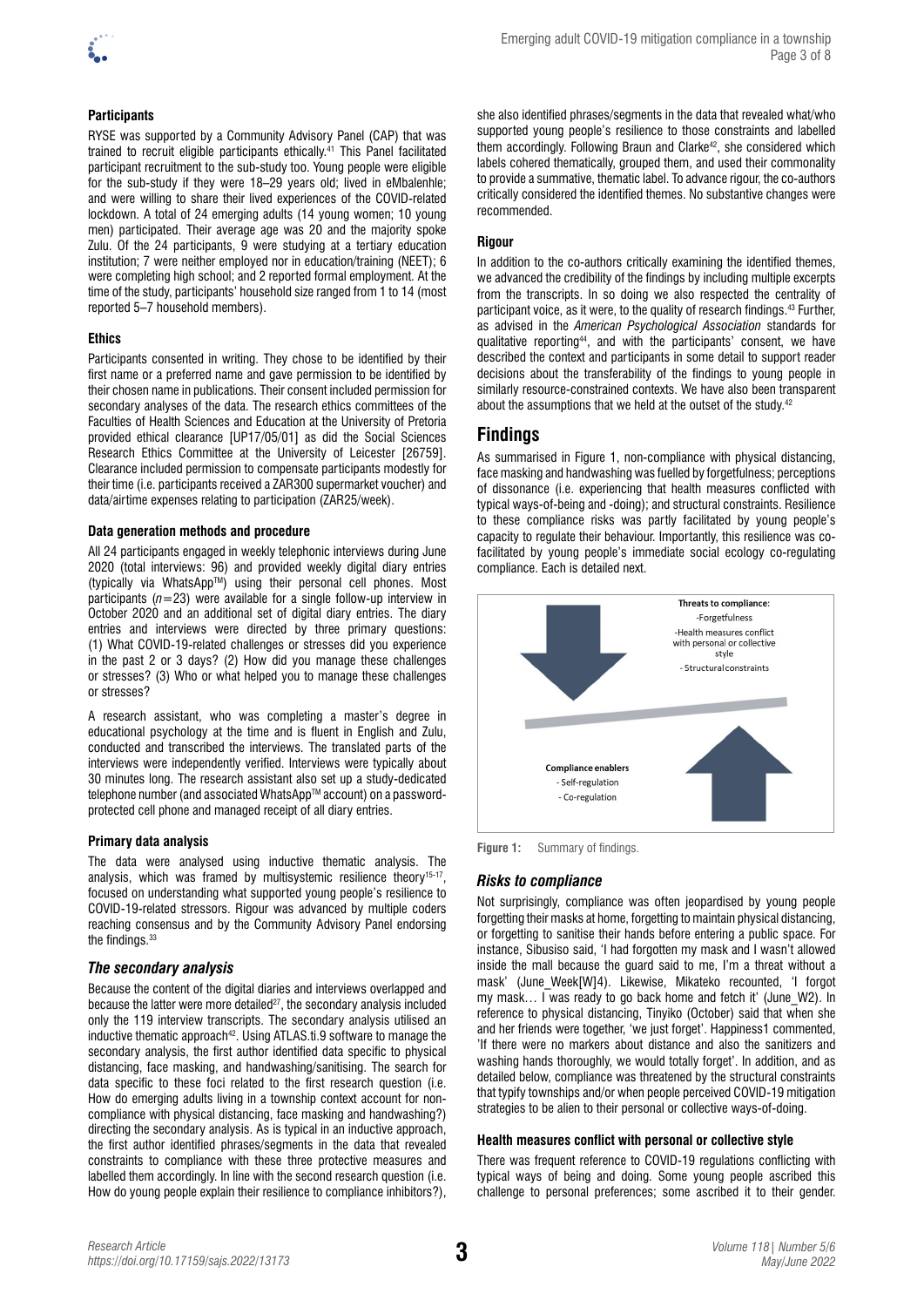### Participants

RYSE was supported by a Community Advisory Panel (CAP) that was trained to recruit eligible participants ethically.[41] This Panel facilitated participant recruitment to the sub-study too. Young people were eligible for the sub-study if they were 18–29 years old; lived in eMbalenhle; and were willing to share their lived experiences of the COVID-related lockdown. A total of 24 emerging adults (14 young women; 10 young men) participated. Their average age was 20 and the majority spoke Zulu. Of the 24 participants, 9 were studying at a tertiary education institution; 7 were neither employed nor in education/training (NEET); 6 were completing high school; and 2 reported formal employment. At the time of the study, participants' household size ranged from 1 to 14 (most reported 5–7 household members).

### Ethics

Participants consented in writing. They chose to be identified by their first name or a preferred name and gave permission to be identified by their chosen name in publications. Their consent included permission for secondary analyses of the data. The research ethics committees of the Faculties of Health Sciences and Education at the University of Pretoria provided ethical clearance [UP17/05/01] as did the Social Sciences Research Ethics Committee at the University of Leicester [26759]. Clearance included permission to compensate participants modestly for their time (i.e. participants received a ZAR300 supermarket voucher) and data/airtime expenses relating to participation (ZAR25/week).

### Data generation methods and procedure

All 24 participants engaged in weekly telephonic interviews during June 2020 (total interviews: 96) and provided weekly digital diary entries (typically via WhatsApp™) using their personal cell phones. Most participants ($n$=23) were available for a single follow-up interview in October 2020 and an additional set of digital diary entries. The diary entries and interviews were directed by three primary questions: (1) What COVID-19-related challenges or stresses did you experience in the past 2 or 3 days? (2) How did you manage these challenges or stresses? (3) Who or what helped you to manage these challenges or stresses?

A research assistant, who was completing a master's degree in educational psychology at the time and is fluent in English and Zulu, conducted and transcribed the interviews. The translated parts of the interviews were independently verified. Interviews were typically about 30 minutes long. The research assistant also set up a study-dedicated telephone number (and associated WhatsApp™ account) on a password-protected cell phone and managed receipt of all diary entries.

### Primary data analysis

The data were analysed using inductive thematic analysis. The analysis, which was framed by multisystemic resilience theory[15-17], focused on understanding what supported young people's resilience to COVID-19-related stressors. Rigour was advanced by multiple coders reaching consensus and by the Community Advisory Panel endorsing the findings.[33]

### *The secondary analysis*

Because the content of the digital diaries and interviews overlapped and because the latter were more detailed[27], the secondary analysis included only the 119 interview transcripts. The secondary analysis utilised an inductive thematic approach[42]. Using ATLAS.ti.9 software to manage the secondary analysis, the first author identified data specific to physical distancing, face masking, and handwashing/sanitising. The search for data specific to these foci related to the first research question (i.e. How do emerging adults living in a township context account for non-compliance with physical distancing, face masking and handwashing?) directing the secondary analysis. As is typical in an inductive approach, the first author identified phrases/segments in the data that revealed constraints to compliance with these three protective measures and labelled them accordingly. In line with the second research question (i.e. How do young people explain their resilience to compliance inhibitors?), she also identified phrases/segments in the data that revealed what/who supported young people's resilience to those constraints and labelled them accordingly. Following Braun and Clarke[42], she considered which labels cohered thematically, grouped them, and used their commonality to provide a summative, thematic label. To advance rigour, the co-authors critically considered the identified themes. No substantive changes were recommended.

### Rigour

In addition to the co-authors critically examining the identified themes, we advanced the credibility of the findings by including multiple excerpts from the transcripts. In so doing we also respected the centrality of participant voice, as it were, to the quality of research findings.[43] Further, as advised in the *American Psychological Association* standards for qualitative reporting[44], and with the participants' consent, we have described the context and participants in some detail to support reader decisions about the transferability of the findings to young people in similarly resource-constrained contexts. We have also been transparent about the assumptions that we held at the outset of the study.[42]

## Findings

As summarised in Figure 1, non-compliance with physical distancing, face masking and handwashing was fuelled by forgetfulness; perceptions of dissonance (i.e. experiencing that health measures conflicted with typical ways-of-being and -doing); and structural constraints. Resilience to these compliance risks was partly facilitated by young people's capacity to regulate their behaviour. Importantly, this resilience was co-facilitated by young people's immediate social ecology co-regulating compliance. Each is detailed next.

**Threats to compliance:**
-Forgetfulness
-Health measures conflict with personal or collective style
- Structural constraints

**Compliance enablers**
- Self-regulation
- Co-regulation

**Figure 1:** Summary of findings.

### *Risks to compliance*

Not surprisingly, compliance was often jeopardised by young people forgetting their masks at home, forgetting to maintain physical distancing, or forgetting to sanitise their hands before entering a public space. For instance, Sibusiso said, 'I had forgotten my mask and I wasn't allowed inside the mall because the guard said to me, I'm a threat without a mask' (June_Week[W]4). Likewise, Mikateko recounted, 'I forgot my mask… I was ready to go back home and fetch it' (June_W2). In reference to physical distancing, Tinyiko (October) said that when she and her friends were together, 'we just forget'. Happiness1 commented, 'If there were no markers about distance and also the sanitizers and washing hands thoroughly, we would totally forget'. In addition, and as detailed below, compliance was threatened by the structural constraints that typify townships and/or when people perceived COVID-19 mitigation strategies to be alien to their personal or collective ways-of-doing.

### Health measures conflict with personal or collective style

There was frequent reference to COVID-19 regulations conflicting with typical ways of being and doing. Some young people ascribed this challenge to personal preferences; some ascribed it to their gender.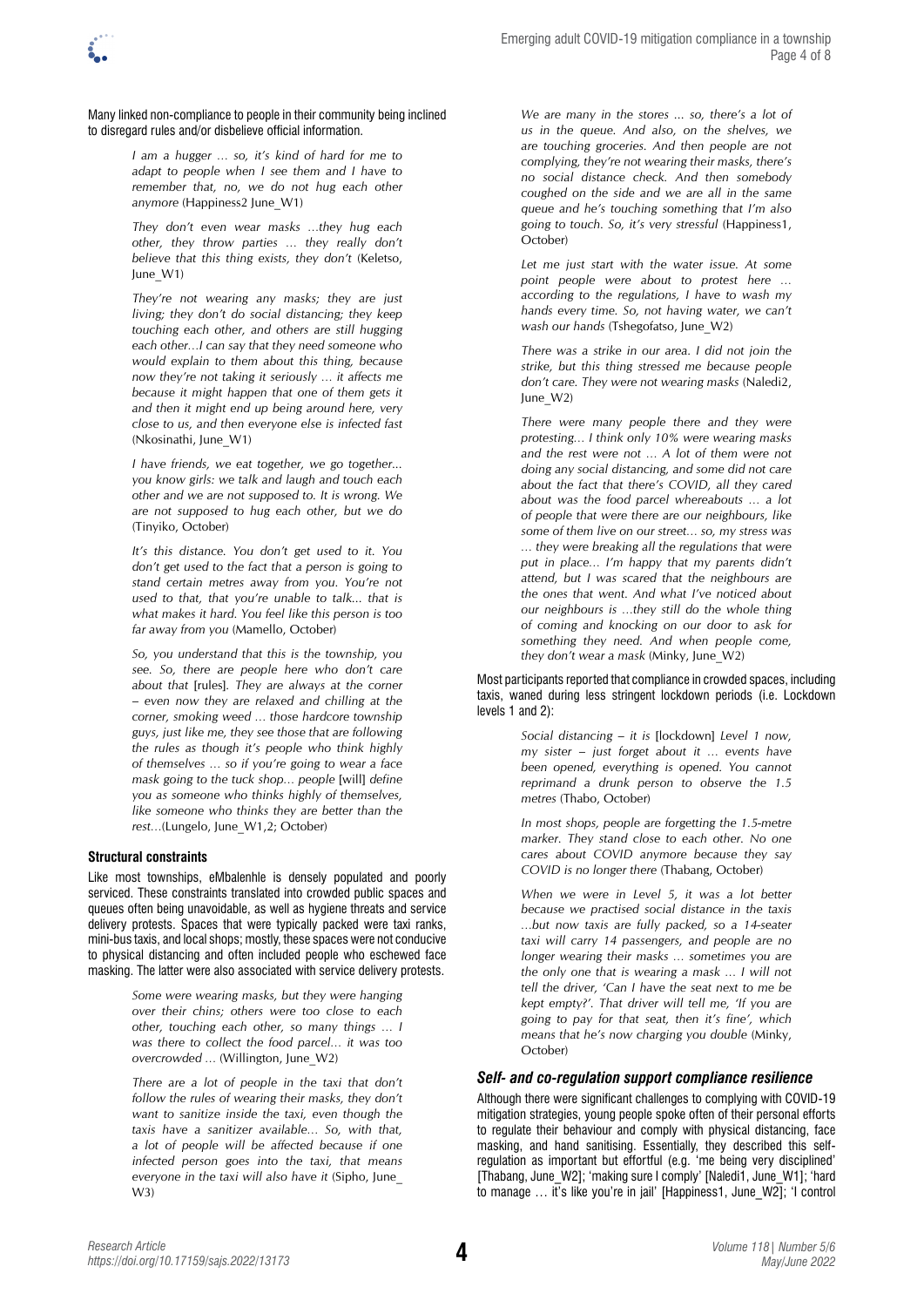Many linked non-compliance to people in their community being inclined to disregard rules and/or disbelieve official information.

> *I am a hugger … so, it's kind of hard for me to adapt to people when I see them and I have to remember that, no, we do not hug each other anymore* (Happiness2 June_W1)

> *They don't even wear masks …they hug each other, they throw parties … they really don't believe that this thing exists, they don't* (Keletso, June_W1)

> *They're not wearing any masks; they are just living; they don't do social distancing; they keep touching each other, and others are still hugging each other…I can say that they need someone who would explain to them about this thing, because now they're not taking it seriously … it affects me because it might happen that one of them gets it and then it might end up being around here, very close to us, and then everyone else is infected fast* (Nkosinathi, June_W1)

> *I have friends, we eat together, we go together... you know girls: we talk and laugh and touch each other and we are not supposed to. It is wrong. We are not supposed to hug each other, but we do* (Tinyiko, October)

> *It's this distance. You don't get used to it. You don't get used to the fact that a person is going to stand certain metres away from you. You're not used to that, that you're unable to talk... that is what makes it hard. You feel like this person is too far away from you* (Mamello, October)

> *So, you understand that this is the township, you see. So, there are people here who don't care about that* [rules]. *They are always at the corner – even now they are relaxed and chilling at the corner, smoking weed … those hardcore township guys, just like me, they see those that are following the rules as though it's people who think highly of themselves … so if you're going to wear a face mask going to the tuck shop… people* [will] *define you as someone who thinks highly of themselves, like someone who thinks they are better than the rest…*(Lungelo, June_W1,2; October)

#### Structural constraints

Like most townships, eMbalenhle is densely populated and poorly serviced. These constraints translated into crowded public spaces and queues often being unavoidable, as well as hygiene threats and service delivery protests. Spaces that were typically packed were taxi ranks, mini-bus taxis, and local shops; mostly, these spaces were not conducive to physical distancing and often included people who eschewed face masking. The latter were also associated with service delivery protests.

> *Some were wearing masks, but they were hanging over their chins; others were too close to each other, touching each other, so many things … I was there to collect the food parcel… it was too overcrowded …* (Willington, June_W2)

> *There are a lot of people in the taxi that don't follow the rules of wearing their masks, they don't want to sanitize inside the taxi, even though the taxis have a sanitizer available… So, with that, a lot of people will be affected because if one infected person goes into the taxi, that means everyone in the taxi will also have it* (Sipho, June_W3)

> *We are many in the stores ... so, there's a lot of us in the queue. And also, on the shelves, we are touching groceries. And then people are not complying, they're not wearing their masks, there's no social distance check. And then somebody coughed on the side and we are all in the same queue and he's touching something that I'm also going to touch. So, it's very stressful* (Happiness1, October)

> *Let me just start with the water issue. At some point people were about to protest here … according to the regulations, I have to wash my hands every time. So, not having water, we can't wash our hands* (Tshegofatso, June_W2)

> *There was a strike in our area. I did not join the strike, but this thing stressed me because people don't care. They were not wearing masks* (Naledi2, June_W2)

> *There were many people there and they were protesting… I think only 10% were wearing masks and the rest were not … A lot of them were not doing any social distancing, and some did not care about the fact that there's COVID, all they cared about was the food parcel whereabouts … a lot of people that were there are our neighbours, like some of them live on our street… so, my stress was … they were breaking all the regulations that were put in place… I'm happy that my parents didn't attend, but I was scared that the neighbours are the ones that went. And what I've noticed about our neighbours is …they still do the whole thing of coming and knocking on our door to ask for something they need. And when people come, they don't wear a mask* (Minky, June_W2)

Most participants reported that compliance in crowded spaces, including taxis, waned during less stringent lockdown periods (i.e. Lockdown levels 1 and 2):

> *Social distancing – it is* [lockdown] *Level 1 now, my sister – just forget about it … events have been opened, everything is opened. You cannot reprimand a drunk person to observe the 1.5 metres* (Thabo, October)

> *In most shops, people are forgetting the 1.5-metre marker. They stand close to each other. No one cares about COVID anymore because they say COVID is no longer there* (Thabang, October)

> *When we were in Level 5, it was a lot better because we practised social distance in the taxis …but now taxis are fully packed, so a 14-seater taxi will carry 14 passengers, and people are no longer wearing their masks … sometimes you are the only one that is wearing a mask … I will not tell the driver, 'Can I have the seat next to me be kept empty?'. That driver will tell me, 'If you are going to pay for that seat, then it's fine', which means that he's now charging you double* (Minky, October)

### *Self- and co-regulation support compliance resilience*

Although there were significant challenges to complying with COVID-19 mitigation strategies, young people spoke often of their personal efforts to regulate their behaviour and comply with physical distancing, face masking, and hand sanitising. Essentially, they described this self-regulation as important but effortful (e.g. 'me being very disciplined' [Thabang, June_W2]; 'making sure I comply' [Naledi1, June_W1]; 'hard to manage … it's like you're in jail' [Happiness1, June_W2]; 'I control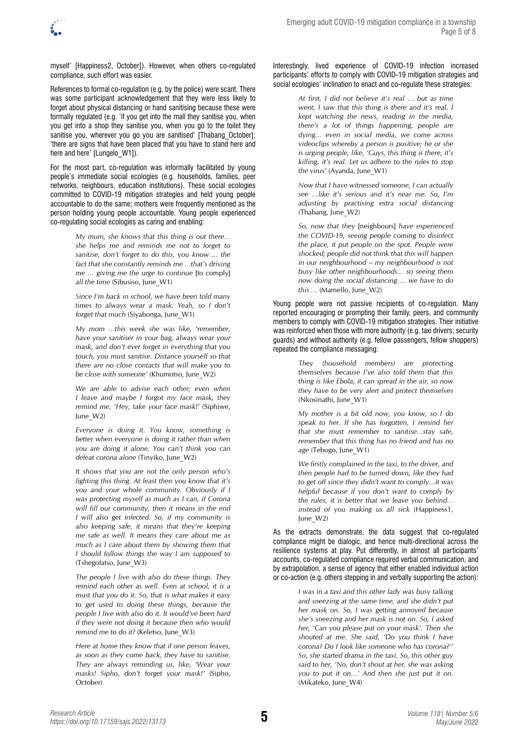myself' [Happiness2, October]). However, when others co-regulated compliance, such effort was easier.

References to formal co-regulation (e.g. by the police) were scant. There was some participant acknowledgement that they were less likely to forget about physical distancing or hand sanitising because these were formally regulated (e.g. 'if you get into the mall they sanitise you, when you get into a shop they sanitise you, when you go to the toilet they sanitise you, wherever you go you are sanitised' [Thabang_October]; 'there are signs that have been placed that you have to stand here and here and here' [Lungelo_W1]).

For the most part, co-regulation was informally facilitated by young people's immediate social ecologies (e.g. households, families, peer networks, neighbours, education institutions). These social ecologies committed to COVID-19 mitigation strategies and held young people accountable to do the same; mothers were frequently mentioned as the person holding young people accountable. Young people experienced co-regulating social ecologies as caring and enabling:

> *My mum, she knows that this thing is out there… she helps me and reminds me not to forget to sanitise, don't forget to do this, you know … the fact that she constantly reminds me …that's driving me … giving me the urge to continue* [to comply] *all the time* (Sibusiso, June_W1)

> *Since I'm back in school, we have been told many times to always wear a mask. Yeah, so I don't forget that much* (Siyabonga, June_W1)

> *My mom …this week she was like, 'remember, have your sanitiser in your bag, always wear your mask, and don't ever forget in everything that you touch, you must sanitise. Distance yourself so that there are no close contacts that will make you to be close with someone'* (Khumotso, June_W2)

> *We are able to advise each other; even when I leave and maybe I forgot my face mask, they remind me, 'Hey, take your face mask!'* (Siphiwe, June_W2)

> *Everyone is doing it. You know, something is better when everyone is doing it rather than when you are doing it alone. You can't think you can defeat corona alone* (Tinyiko, June_W2)

> *It shows that you are not the only person who's fighting this thing. At least then you know that it's you and your whole community. Obviously if I was protecting myself as much as I can, if Corona will fill our community, then it means in the end I will also get infected. So, if my community is also keeping safe, it means that they're keeping me safe as well. It means they care about me as much as I care about them by showing them that I should follow things the way I am supposed to* (Tshegofatso, June_W3)

> *The people I live with also do these things. They remind each other as well. Even at school, it is a must that you do it. So, that is what makes it easy to get used to doing these things, because the people I live with also do it. It would've been hard if they were not doing it because then who would remind me to do it?* (Keletso, June_W3)

> *Here at home they know that if one person leaves, as soon as they come back, they have to sanitise. They are always reminding us, like, 'Wear your masks! Sipho, don't forget your mask!'* (Sipho, October)

Interestingly, lived experience of COVID-19 infection increased participants' efforts to comply with COVID-19 mitigation strategies and social ecologies' inclination to enact and co-regulate these strategies:

> *At first, I did not believe it's real … but as time went, I saw that this thing is there and it's real. I kept watching the news, reading in the media, there's a lot of things happening, people are dying… even in social media, we come across videoclips whereby a person is positive; he or she is urging people, like, 'Guys, this thing is there, it's killing, it's real. Let us adhere to the rules to stop the virus'* (Ayanda, June_W1)

> *Now that I have witnessed someone, I can actually see …like it's serious and it's near me. So, I'm adjusting by practising extra social distancing* (Thabang, June_W2)

> *So, now that they* [neighbours] *have experienced the COVID-19, seeing people coming to disinfect the place, it put people on the spot. People were shocked; people did not think that this will happen in our neighbourhood – my neighbourhood is not busy like other neighbourhoods… so seeing them now doing the social distancing … we have to do this …* (Mamello, June_W2)

Young people were not passive recipients of co-regulation. Many reported encouraging or prompting their family, peers, and community members to comply with COVID-19 mitigation strategies. Their initiative was reinforced when those with more authority (e.g. taxi drivers; security guards) and without authority (e.g. fellow passengers, fellow shoppers) repeated the compliance messaging:

> *They (household members) are protecting themselves because I've also told them that this thing is like Ebola, it can spread in the air, so now they have to be very alert and protect themselves* (Nkosinathi, June_W1)

> *My mother is a bit old now, you know, so I do speak to her. If she has forgotten, I remind her that she must remember to sanitise…stay safe, remember that this thing has no friend and has no age* (Tebogo, June_W1)

> *We firstly complained in the taxi, to the driver, and then people had to be turned down, like they had to get off since they didn't want to comply…it was helpful because if you don't want to comply by the rules, it is better that we leave you behind… instead of you making us all sick* (Happiness1, June_W2)

As the extracts demonstrate, the data suggest that co-regulated compliance might be dialogic, and hence multi-directional across the resilience systems at play. Put differently, in almost all participants' accounts, co-regulated compliance required verbal communication, and by extrapolation, a sense of agency that either enabled individual action or co-action (e.g. others stepping in and verbally supporting the action):

> *I was in a taxi and this other lady was busy talking and sneezing at the same time, and she didn't put her mask on. So, I was getting annoyed because she's sneezing and her mask is not on. So, I asked her, 'Can you please put on your mask'. Then she shouted at me. She said, 'Do you think I have corona? Do I look like someone who has corona?' So, she started drama in the taxi. So, this other guy said to her, 'No, don't shout at her, she was asking you to put it on…' And then she just put it on.* (Mikateko, June_W4)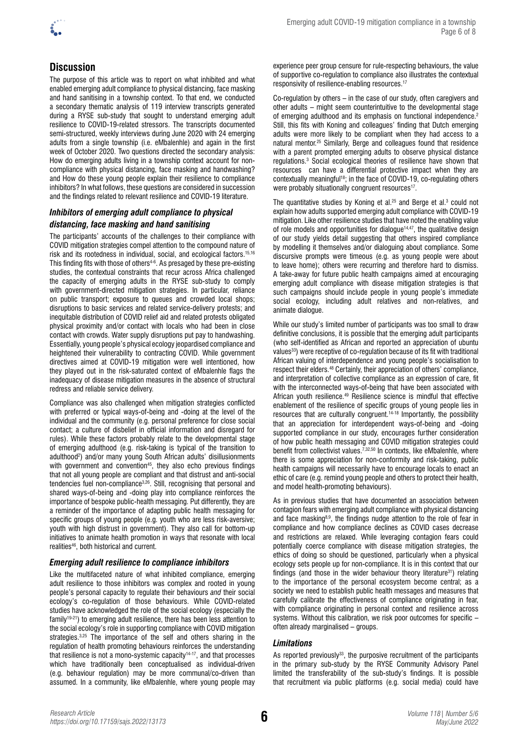## Discussion

The purpose of this article was to report on what inhibited and what enabled emerging adult compliance to physical distancing, face masking and hand sanitising in a township context. To that end, we conducted a secondary thematic analysis of 119 interview transcripts generated during a RYSE sub-study that sought to understand emerging adult resilience to COVID-19-related stressors. The transcripts documented semi-structured, weekly interviews during June 2020 with 24 emerging adults from a single township (i.e. eMbalenhle) and again in the first week of October 2020. Two questions directed the secondary analysis: How do emerging adults living in a township context account for non-compliance with physical distancing, face masking and handwashing? and How do these young people explain their resilience to compliance inhibitors? In what follows, these questions are considered in succession and the findings related to relevant resilience and COVID-19 literature.

### *Inhibitors of emerging adult compliance to physical distancing, face masking and hand sanitising*

The participants' accounts of the challenges to their compliance with COVID mitigation strategies compel attention to the compound nature of risk and its rootedness in individual, social, and ecological factors.[15,16] This finding fits with those of others[4-6]. As presaged by these pre-existing studies, the contextual constraints that recur across Africa challenged the capacity of emerging adults in the RYSE sub-study to comply with government-directed mitigation strategies. In particular, reliance on public transport; exposure to queues and crowded local shops; disruptions to basic services and related service-delivery protests; and inequitable distribution of COVID relief aid and related protests obligated physical proximity and/or contact with locals who had been in close contact with crowds. Water supply disruptions put pay to handwashing. Essentially, young people's physical ecology jeopardised compliance and heightened their vulnerability to contracting COVID. While government directives aimed at COVID-19 mitigation were well intentioned, how they played out in the risk-saturated context of eMbalenhle flags the inadequacy of disease mitigation measures in the absence of structural redress and reliable service delivery.

Compliance was also challenged when mitigation strategies conflicted with preferred or typical ways-of-being and -doing at the level of the individual and the community (e.g. personal preference for close social contact; a culture of disbelief in official information and disregard for rules). While these factors probably relate to the developmental stage of emerging adulthood (e.g. risk-taking is typical of the transition to adulthood[2]) and/or many young South African adults' disillusionments with government and convention[45], they also echo previous findings that not all young people are compliant and that distrust and anti-social tendencies fuel non-compliance[3,26]. Still, recognising that personal and shared ways-of-being and -doing play into compliance reinforces the importance of bespoke public-health messaging. Put differently, they are a reminder of the importance of adapting public health messaging for specific groups of young people (e.g. youth who are less risk-aversive; youth with high distrust in government). They also call for bottom-up initiatives to animate health promotion in ways that resonate with local realities[46], both historical and current.

### *Emerging adult resilience to compliance inhibitors*

Like the multifaceted nature of what inhibited compliance, emerging adult resilience to those inhibitors was complex and rooted in young people's personal capacity to regulate their behaviours *and* their social ecology's co-regulation of those behaviours. While COVID-related studies have acknowledged the role of the social ecology (especially the family[19-21]) to emerging adult resilience, there has been less attention to the social ecology's role in supporting compliance with COVID mitigation strategies.[3,25] The importance of the self and others sharing in the regulation of health promoting behaviours reinforces the understanding that resilience is not a mono-systemic capacity[14-17], and that processes which have traditionally been conceptualised as individual-driven (e.g. behaviour regulation) may be more communal/co-driven than assumed. In a community, like eMbalenhle, where young people may experience peer group censure for rule-respecting behaviours, the value of supportive co-regulation to compliance also illustrates the contextual responsivity of resilience-enabling resources.[17]

Co-regulation by others – in the case of our study, often caregivers and other adults – might seem counterintuitive to the developmental stage of emerging adulthood and its emphasis on functional independence.[2] Still, this fits with Koning and colleagues' finding that Dutch emerging adults were more likely to be compliant when they had access to a natural mentor.[25] Similarly, Berge and colleagues found that residence with a parent prompted emerging adults to observe physical distance regulations.[3] Social ecological theories of resilience have shown that resources can have a differential protective impact when they are contextually meaningful[18]; in the face of COVID-19, co-regulating others were probably situationally congruent resources[17].

The quantitative studies by Koning et al.[25] and Berge et al.[3] could not explain how adults supported emerging adult compliance with COVID-19 mitigation. Like other resilience studies that have noted the enabling value of role models and opportunities for dialogue[14,47], the qualitative design of our study yields detail suggesting that others inspired compliance by modelling it themselves and/or dialoguing about compliance. Some discursive prompts were timeous (e.g. as young people were about to leave home); others were recurring and therefore hard to dismiss. A take-away for future public health campaigns aimed at encouraging emerging adult compliance with disease mitigation strategies is that such campaigns should include people in young people's immediate social ecology, including adult relatives and non-relatives, and animate dialogue.

While our study's limited number of participants was too small to draw definitive conclusions, it is possible that the emerging adult participants (who self-identified as African and reported an appreciation of ubuntu values[33]) were receptive of co-regulation because of its fit with traditional African valuing of interdependence and young people's socialisation to respect their elders.[48] Certainly, their appreciation of others' compliance, and interpretation of collective compliance as an expression of care, fit with the interconnected ways-of-being that have been associated with African youth resilience.[49] Resilience science is mindful that effective enablement of the resilience of specific groups of young people lies in resources that are culturally congruent.[14-18] Importantly, the possibility that an appreciation for interdependent ways-of-being and -doing supported compliance in our study, encourages further consideration of how public health messaging and COVID mitigation strategies could benefit from collectivist values.[7,32,50] In contexts, like eMbalenhle, where there is some appreciation for non-conformity and risk-taking, public health campaigns will necessarily have to encourage locals to enact an ethic of care (e.g. remind young people and others to protect their health, and model health-promoting behaviours).

As in previous studies that have documented an association between contagion fears with emerging adult compliance with physical distancing and face masking[8,9], the findings nudge attention to the role of fear in compliance and how compliance declines as COVID cases decrease and restrictions are relaxed. While leveraging contagion fears could potentially coerce compliance with disease mitigation strategies, the ethics of doing so should be questioned, particularly when a physical ecology sets people up for non-compliance. It is in this context that our findings (and those in the wider behaviour theory literature[31]) relating to the importance of the personal ecosystem become central; as a society we need to establish public health messages and measures that carefully calibrate the effectiveness of compliance originating in fear, with compliance originating in personal context and resilience across systems. Without this calibration, we risk poor outcomes for specific – often already marginalised – groups.

### *Limitations*

As reported previously[33], the purposive recruitment of the participants in the primary sub-study by the RYSE Community Advisory Panel limited the transferability of the sub-study's findings. It is possible that recruitment via public platforms (e.g. social media) could have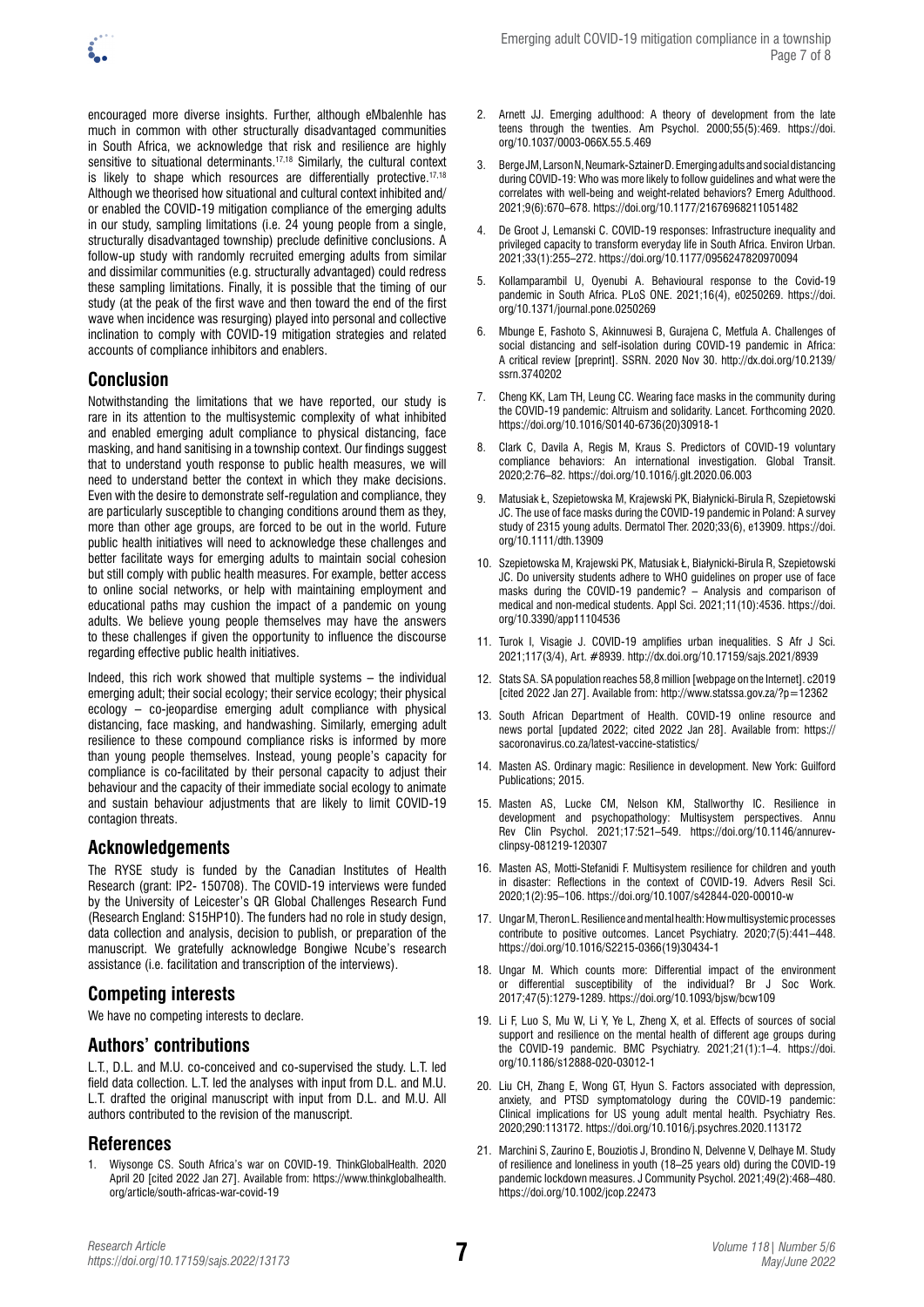encouraged more diverse insights. Further, although eMbalenhle has much in common with other structurally disadvantaged communities in South Africa, we acknowledge that risk and resilience are highly sensitive to situational determinants.[17,18] Similarly, the cultural context is likely to shape which resources are differentially protective.[17,18] Although we theorised how situational and cultural context inhibited and/or enabled the COVID-19 mitigation compliance of the emerging adults in our study, sampling limitations (i.e. 24 young people from a single, structurally disadvantaged township) preclude definitive conclusions. A follow-up study with randomly recruited emerging adults from similar and dissimilar communities (e.g. structurally advantaged) could redress these sampling limitations. Finally, it is possible that the timing of our study (at the peak of the first wave and then toward the end of the first wave when incidence was resurging) played into personal and collective inclination to comply with COVID-19 mitigation strategies and related accounts of compliance inhibitors and enablers.

## Conclusion

Notwithstanding the limitations that we have reported, our study is rare in its attention to the multisystemic complexity of what inhibited and enabled emerging adult compliance to physical distancing, face masking, and hand sanitising in a township context. Our findings suggest that to understand youth response to public health measures, we will need to understand better the context in which they make decisions. Even with the desire to demonstrate self-regulation and compliance, they are particularly susceptible to changing conditions around them as they, more than other age groups, are forced to be out in the world. Future public health initiatives will need to acknowledge these challenges and better facilitate ways for emerging adults to maintain social cohesion but still comply with public health measures. For example, better access to online social networks, or help with maintaining employment and educational paths may cushion the impact of a pandemic on young adults. We believe young people themselves may have the answers to these challenges if given the opportunity to influence the discourse regarding effective public health initiatives.

Indeed, this rich work showed that multiple systems – the individual emerging adult; their social ecology; their service ecology; their physical ecology – co-jeopardise emerging adult compliance with physical distancing, face masking, and handwashing. Similarly, emerging adult resilience to these compound compliance risks is informed by more than young people themselves. Instead, young people's capacity for compliance is co-facilitated by their personal capacity to adjust their behaviour and the capacity of their immediate social ecology to animate and sustain behaviour adjustments that are likely to limit COVID-19 contagion threats.

## Acknowledgements

The RYSE study is funded by the Canadian Institutes of Health Research (grant: IP2- 150708). The COVID-19 interviews were funded by the University of Leicester's QR Global Challenges Research Fund (Research England: S15HP10). The funders had no role in study design, data collection and analysis, decision to publish, or preparation of the manuscript. We gratefully acknowledge Bongiwe Ncube's research assistance (i.e. facilitation and transcription of the interviews).

## Competing interests

We have no competing interests to declare.

## Authors' contributions

L.T., D.L. and M.U. co-conceived and co-supervised the study. L.T. led field data collection. L.T. led the analyses with input from D.L. and M.U. L.T. drafted the original manuscript with input from D.L. and M.U. All authors contributed to the revision of the manuscript.

## References

1. Wiysonge CS. South Africa's war on COVID-19. ThinkGlobalHealth. 2020 April 20 [cited 2022 Jan 27]. Available from: https://www.thinkglobalhealth.org/article/south-africas-war-covid-19
2. Arnett JJ. Emerging adulthood: A theory of development from the late teens through the twenties. Am Psychol. 2000;55(5):469. https://doi.org/10.1037/0003-066X.55.5.469
3. Berge JM, Larson N, Neumark-Sztainer D. Emerging adults and social distancing during COVID-19: Who was more likely to follow guidelines and what were the correlates with well-being and weight-related behaviors? Emerg Adulthood. 2021;9(6):670–678. https://doi.org/10.1177/21676968211051482
4. De Groot J, Lemanski C. COVID-19 responses: Infrastructure inequality and privileged capacity to transform everyday life in South Africa. Environ Urban. 2021;33(1):255–272. https://doi.org/10.1177/0956247820970094
5. Kollamparambil U, Oyenubi A. Behavioural response to the Covid-19 pandemic in South Africa. PLoS ONE. 2021;16(4), e0250269. https://doi.org/10.1371/journal.pone.0250269
6. Mbunge E, Fashoto S, Akinnuwesi B, Gurajena C, Metfula A. Challenges of social distancing and self-isolation during COVID-19 pandemic in Africa: A critical review [preprint]. SSRN. 2020 Nov 30. http://dx.doi.org/10.2139/ssrn.3740202
7. Cheng KK, Lam TH, Leung CC. Wearing face masks in the community during the COVID-19 pandemic: Altruism and solidarity. Lancet. Forthcoming 2020. https://doi.org/10.1016/S0140-6736(20)30918-1
8. Clark C, Davila A, Regis M, Kraus S. Predictors of COVID-19 voluntary compliance behaviors: An international investigation. Global Transit. 2020;2:76–82. https://doi.org/10.1016/j.glt.2020.06.003
9. Matusiak Ł, Szepietowska M, Krajewski PK, Białynicki-Birula R, Szepietowski JC. The use of face masks during the COVID-19 pandemic in Poland: A survey study of 2315 young adults. Dermatol Ther. 2020;33(6), e13909. https://doi.org/10.1111/dth.13909
10. Szepietowska M, Krajewski PK, Matusiak Ł, Białynicki-Birula R, Szepietowski JC. Do university students adhere to WHO guidelines on proper use of face masks during the COVID-19 pandemic? – Analysis and comparison of medical and non-medical students. Appl Sci. 2021;11(10):4536. https://doi.org/10.3390/app11104536
11. Turok I, Visagie J. COVID-19 amplifies urban inequalities. S Afr J Sci. 2021;117(3/4), Art. #8939. http://dx.doi.org/10.17159/sajs.2021/8939
12. Stats SA. SA population reaches 58,8 million [webpage on the Internet]. c2019 [cited 2022 Jan 27]. Available from: http://www.statssa.gov.za/?p=12362
13. South African Department of Health. COVID-19 online resource and news portal [updated 2022; cited 2022 Jan 28]. Available from: https://sacoronavirus.co.za/latest-vaccine-statistics/
14. Masten AS. Ordinary magic: Resilience in development. New York: Guilford Publications; 2015.
15. Masten AS, Lucke CM, Nelson KM, Stallworthy IC. Resilience in development and psychopathology: Multisystem perspectives. Annu Rev Clin Psychol. 2021;17:521–549. https://doi.org/10.1146/annurev-clinpsy-081219-120307
16. Masten AS, Motti-Stefanidi F. Multisystem resilience for children and youth in disaster: Reflections in the context of COVID-19. Advers Resil Sci. 2020;1(2):95–106. https://doi.org/10.1007/s42844-020-00010-w
17. Ungar M, Theron L. Resilience and mental health: How multisystemic processes contribute to positive outcomes. Lancet Psychiatry. 2020;7(5):441–448. https://doi.org/10.1016/S2215-0366(19)30434-1
18. Ungar M. Which counts more: Differential impact of the environment or differential susceptibility of the individual? Br J Soc Work. 2017;47(5):1279-1289. https://doi.org/10.1093/bjsw/bcw109
19. Li F, Luo S, Mu W, Li Y, Ye L, Zheng X, et al. Effects of sources of social support and resilience on the mental health of different age groups during the COVID-19 pandemic. BMC Psychiatry. 2021;21(1):1–4. https://doi.org/10.1186/s12888-020-03012-1
20. Liu CH, Zhang E, Wong GT, Hyun S. Factors associated with depression, anxiety, and PTSD symptomatology during the COVID-19 pandemic: Clinical implications for US young adult mental health. Psychiatry Res. 2020;290:113172. https://doi.org/10.1016/j.psychres.2020.113172
21. Marchini S, Zaurino E, Bouziotis J, Brondino N, Delvenne V, Delhaye M. Study of resilience and loneliness in youth (18–25 years old) during the COVID-19 pandemic lockdown measures. J Community Psychol. 2021;49(2):468–480. https://doi.org/10.1002/jcop.22473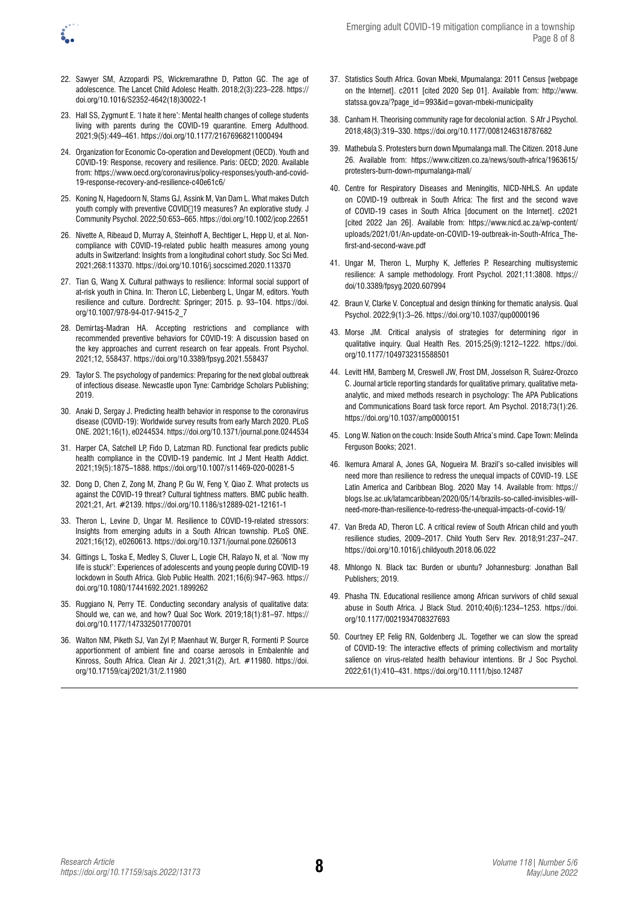22. Sawyer SM, Azzopardi PS, Wickremarathne D, Patton GC. The age of adolescence. The Lancet Child Adolesc Health. 2018;2(3):223–228. https://doi.org/10.1016/S2352-4642(18)30022-1

23. Hall SS, Zygmunt E. 'I hate it here': Mental health changes of college students living with parents during the COVID-19 quarantine. Emerg Adulthood. 2021;9(5):449–461. https://doi.org/10.1177/21676968211000494

24. Organization for Economic Co-operation and Development (OECD). Youth and COVID-19: Response, recovery and resilience. Paris: OECD; 2020. Available from: https://www.oecd.org/coronavirus/policy-responses/youth-and-covid-19-response-recovery-and-resilience-c40e61c6/

25. Koning N, Hagedoorn N, Stams GJ, Assink M, Van Dam L. What makes Dutch youth comply with preventive COVID-19 measures? An explorative study. J Community Psychol. 2022;50:653–665. https://doi.org/10.1002/jcop.22651

26. Nivette A, Ribeaud D, Murray A, Steinhoff A, Bechtiger L, Hepp U, et al. Non-compliance with COVID-19-related public health measures among young adults in Switzerland: Insights from a longitudinal cohort study. Soc Sci Med. 2021;268:113370. https://doi.org/10.1016/j.socscimed.2020.113370

27. Tian G, Wang X. Cultural pathways to resilience: Informal social support of at-risk youth in China. In: Theron LC, Liebenberg L, Ungar M, editors. Youth resilience and culture. Dordrecht: Springer; 2015. p. 93–104. https://doi.org/10.1007/978-94-017-9415-2_7

28. Demirtaş-Madran HA. Accepting restrictions and compliance with recommended preventive behaviors for COVID-19: A discussion based on the key approaches and current research on fear appeals. Front Psychol. 2021;12, 558437. https://doi.org/10.3389/fpsyg.2021.558437

29. Taylor S. The psychology of pandemics: Preparing for the next global outbreak of infectious disease. Newcastle upon Tyne: Cambridge Scholars Publishing; 2019.

30. Anaki D, Sergay J. Predicting health behavior in response to the coronavirus disease (COVID-19): Worldwide survey results from early March 2020. PLoS ONE. 2021;16(1), e0244534. https://doi.org/10.1371/journal.pone.0244534

31. Harper CA, Satchell LP, Fido D, Latzman RD. Functional fear predicts public health compliance in the COVID-19 pandemic. Int J Ment Health Addict. 2021;19(5):1875–1888. https://doi.org/10.1007/s11469-020-00281-5

32. Dong D, Chen Z, Zong M, Zhang P, Gu W, Feng Y, Qiao Z. What protects us against the COVID-19 threat? Cultural tightness matters. BMC public health. 2021;21, Art. #2139. https://doi.org/10.1186/s12889-021-12161-1

33. Theron L, Levine D, Ungar M. Resilience to COVID-19-related stressors: Insights from emerging adults in a South African township. PLoS ONE. 2021;16(12), e0260613. https://doi.org/10.1371/journal.pone.0260613

34. Gittings L, Toska E, Medley S, Cluver L, Logie CH, Ralayo N, et al. 'Now my life is stuck!': Experiences of adolescents and young people during COVID-19 lockdown in South Africa. Glob Public Health. 2021;16(6):947–963. https://doi.org/10.1080/17441692.2021.1899262

35. Ruggiano N, Perry TE. Conducting secondary analysis of qualitative data: Should we, can we, and how? Qual Soc Work. 2019;18(1):81–97. https://doi.org/10.1177/1473325017700701

36. Walton NM, Piketh SJ, Van Zyl P, Maenhaut W, Burger R, Formenti P. Source apportionment of ambient fine and coarse aerosols in Embalenhle and Kinross, South Africa. Clean Air J. 2021;31(2), Art. #11980. https://doi.org/10.17159/caj/2021/31/2.11980

37. Statistics South Africa. Govan Mbeki, Mpumalanga: 2011 Census [webpage on the Internet]. c2011 [cited 2020 Sep 01]. Available from: http://www.statssa.gov.za/?page_id=993&id=govan-mbeki-municipality

38. Canham H. Theorising community rage for decolonial action. S Afr J Psychol. 2018;48(3):319–330. https://doi.org/10.1177/0081246318787682

39. Mathebula S. Protesters burn down Mpumalanga mall. The Citizen. 2018 June 26. Available from: https://www.citizen.co.za/news/south-africa/1963615/protesters-burn-down-mpumalanga-mall/

40. Centre for Respiratory Diseases and Meningitis, NICD-NHLS. An update on COVID-19 outbreak in South Africa: The first and the second wave of COVID-19 cases in South Africa [document on the Internet]. c2021 [cited 2022 Jan 26]. Available from: https://www.nicd.ac.za/wp-content/uploads/2021/01/An-update-on-COVID-19-outbreak-in-South-Africa_The-first-and-second-wave.pdf

41. Ungar M, Theron L, Murphy K, Jefferies P. Researching multisystemic resilience: A sample methodology. Front Psychol. 2021;11:3808. https://doi/10.3389/fpsyg.2020.607994

42. Braun V, Clarke V. Conceptual and design thinking for thematic analysis. Qual Psychol. 2022;9(1):3–26. https://doi.org/10.1037/qup0000196

43. Morse JM. Critical analysis of strategies for determining rigor in qualitative inquiry. Qual Health Res. 2015;25(9):1212–1222. https://doi.org/10.1177/1049732315588501

44. Levitt HM, Bamberg M, Creswell JW, Frost DM, Josselson R, Suárez-Orozco C. Journal article reporting standards for qualitative primary, qualitative meta-analytic, and mixed methods research in psychology: The APA Publications and Communications Board task force report. Am Psychol. 2018;73(1):26. https://doi.org/10.1037/amp0000151

45. Long W. Nation on the couch: Inside South Africa's mind. Cape Town: Melinda Ferguson Books; 2021.

46. Ikemura Amaral A, Jones GA, Nogueira M. Brazil's so-called invisibles will need more than resilience to redress the unequal impacts of COVID-19. LSE Latin America and Caribbean Blog. 2020 May 14. Available from: https://blogs.lse.ac.uk/latamcaribbean/2020/05/14/brazils-so-called-invisibles-will-need-more-than-resilience-to-redress-the-unequal-impacts-of-covid-19/

47. Van Breda AD, Theron LC. A critical review of South African child and youth resilience studies, 2009–2017. Child Youth Serv Rev. 2018;91:237–247. https://doi.org/10.1016/j.childyouth.2018.06.022

48. Mhlongo N. Black tax: Burden or ubuntu? Johannesburg: Jonathan Ball Publishers; 2019.

49. Phasha TN. Educational resilience among African survivors of child sexual abuse in South Africa. J Black Stud. 2010;40(6):1234–1253. https://doi.org/10.1177/0021934708327693

50. Courtney EP, Felig RN, Goldenberg JL. Together we can slow the spread of COVID-19: The interactive effects of priming collectivism and mortality salience on virus-related health behaviour intentions. Br J Soc Psychol. 2022;61(1):410–431. https://doi.org/10.1111/bjso.12487